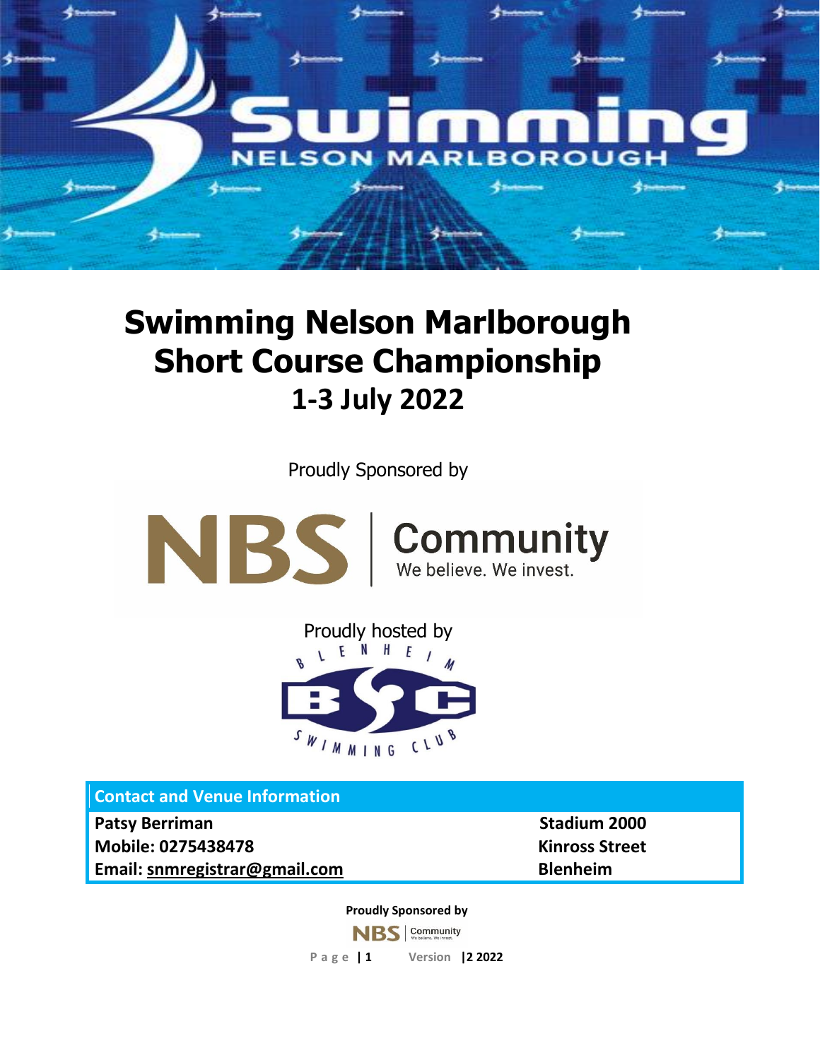# Swimming Nelson Marlborough Short Course Championship

## 1-3 July 2022

Proudly Sponsored by

Proudly hosted by

| Contact and Venue Information | |
| --- | --- |
| **Patsy Berriman** | **Stadium 2000** |
| **Mobile: 0275438478** | **Kinross Street** |
| **Email: snmregistrar@gmail.com** | **Blenheim** |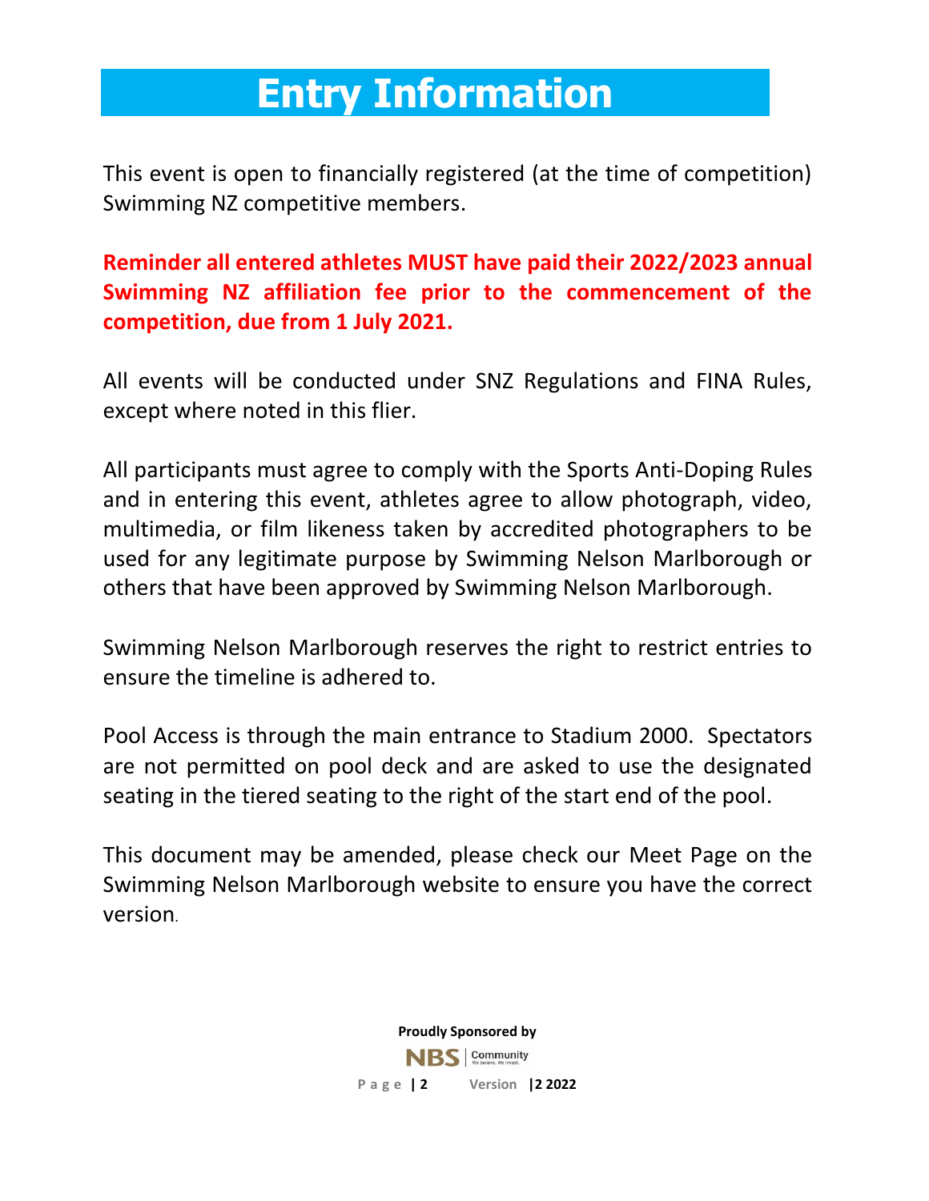# Entry Information

This event is open to financially registered (at the time of competition) Swimming NZ competitive members.

**Reminder all entered athletes MUST have paid their 2022/2023 annual Swimming NZ affiliation fee prior to the commencement of the competition, due from 1 July 2021.**

All events will be conducted under SNZ Regulations and FINA Rules, except where noted in this flier.

All participants must agree to comply with the Sports Anti-Doping Rules and in entering this event, athletes agree to allow photograph, video, multimedia, or film likeness taken by accredited photographers to be used for any legitimate purpose by Swimming Nelson Marlborough or others that have been approved by Swimming Nelson Marlborough.

Swimming Nelson Marlborough reserves the right to restrict entries to ensure the timeline is adhered to.

Pool Access is through the main entrance to Stadium 2000. Spectators are not permitted on pool deck and are asked to use the designated seating in the tiered seating to the right of the start end of the pool.

This document may be amended, please check our Meet Page on the Swimming Nelson Marlborough website to ensure you have the correct version.

**Proudly Sponsored by**

NBS | Community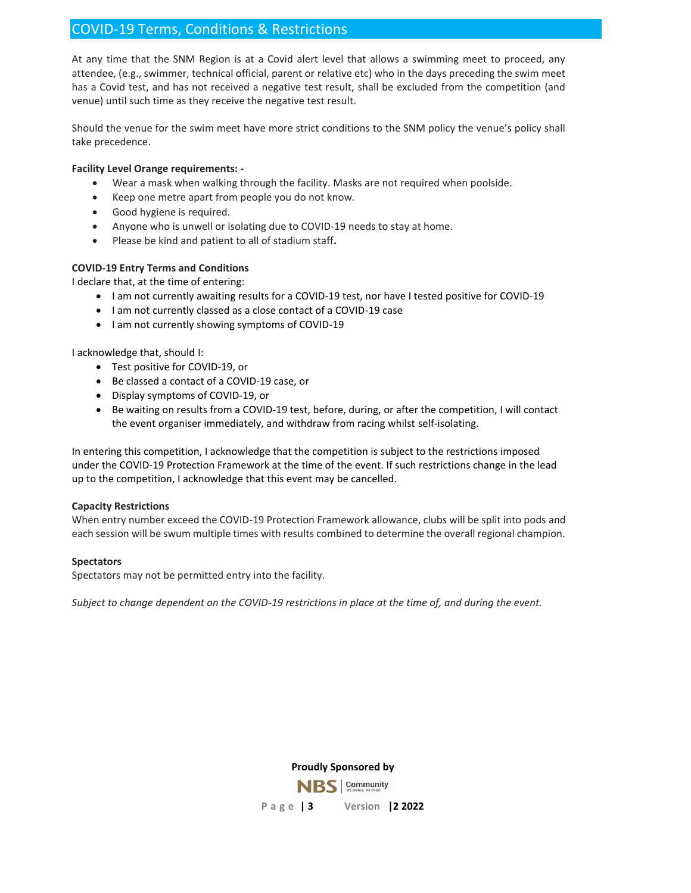## COVID-19 Terms, Conditions & Restrictions

At any time that the SNM Region is at a Covid alert level that allows a swimming meet to proceed, any attendee, (e.g., swimmer, technical official, parent or relative etc) who in the days preceding the swim meet has a Covid test, and has not received a negative test result, shall be excluded from the competition (and venue) until such time as they receive the negative test result.

Should the venue for the swim meet have more strict conditions to the SNM policy the venue's policy shall take precedence.

**Facility Level Orange requirements: -**

- Wear a mask when walking through the facility. Masks are not required when poolside.
- Keep one metre apart from people you do not know.
- Good hygiene is required.
- Anyone who is unwell or isolating due to COVID-19 needs to stay at home.
- Please be kind and patient to all of stadium staff**.**

**COVID-19 Entry Terms and Conditions**

I declare that, at the time of entering:

- I am not currently awaiting results for a COVID-19 test, nor have I tested positive for COVID-19
- I am not currently classed as a close contact of a COVID-19 case
- I am not currently showing symptoms of COVID-19

I acknowledge that, should I:

- Test positive for COVID-19, or
- Be classed a contact of a COVID-19 case, or
- Display symptoms of COVID-19, or
- Be waiting on results from a COVID-19 test, before, during, or after the competition, I will contact the event organiser immediately, and withdraw from racing whilst self-isolating.

In entering this competition, I acknowledge that the competition is subject to the restrictions imposed under the COVID-19 Protection Framework at the time of the event. If such restrictions change in the lead up to the competition, I acknowledge that this event may be cancelled.

**Capacity Restrictions**

When entry number exceed the COVID-19 Protection Framework allowance, clubs will be split into pods and each session will be swum multiple times with results combined to determine the overall regional champion.

**Spectators**

Spectators may not be permitted entry into the facility.

*Subject to change dependent on the COVID-19 restrictions in place at the time of, and during the event.*

**Proudly Sponsored by**

NBS | Community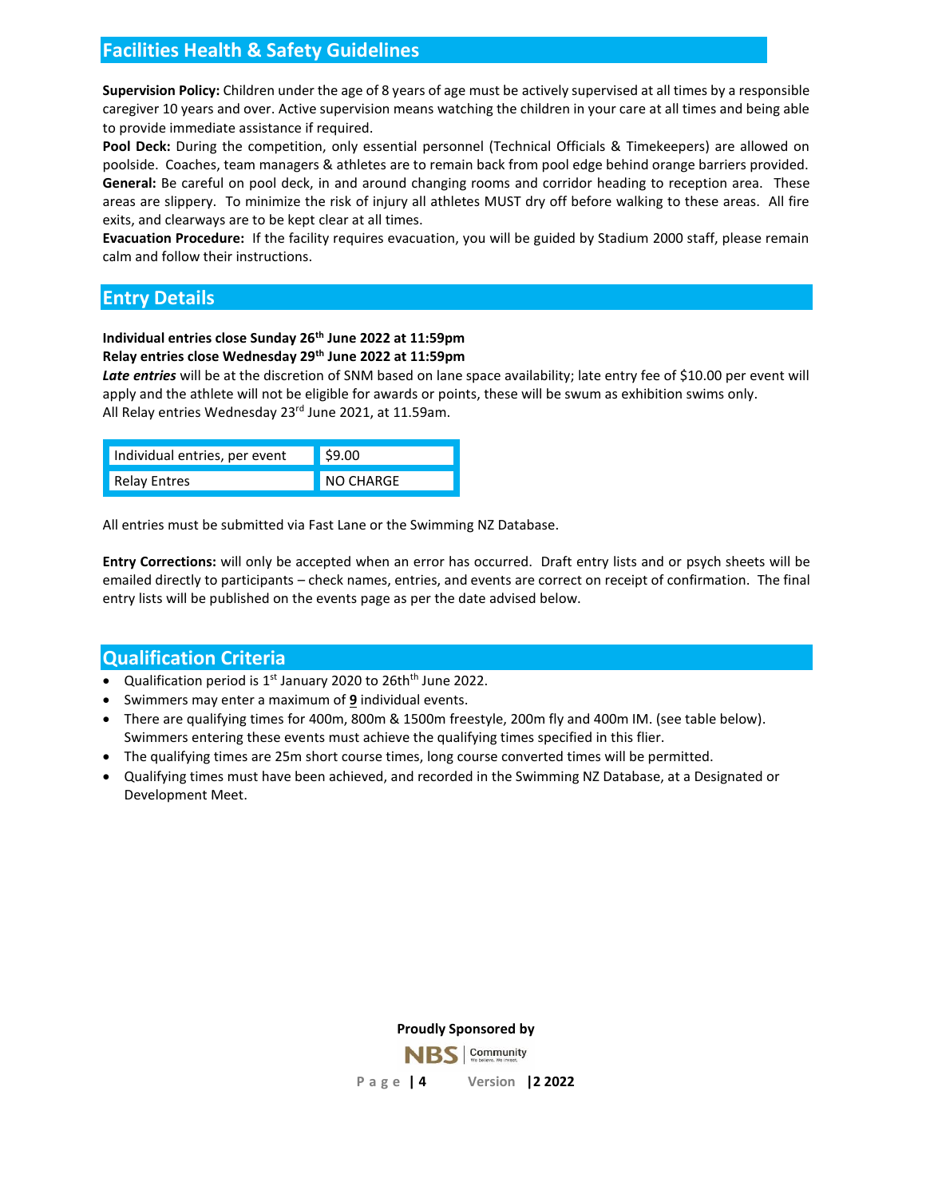## Facilities Health & Safety Guidelines

**Supervision Policy:** Children under the age of 8 years of age must be actively supervised at all times by a responsible caregiver 10 years and over. Active supervision means watching the children in your care at all times and being able to provide immediate assistance if required.
**Pool Deck:** During the competition, only essential personnel (Technical Officials & Timekeepers) are allowed on poolside. Coaches, team managers & athletes are to remain back from pool edge behind orange barriers provided.
**General:** Be careful on pool deck, in and around changing rooms and corridor heading to reception area. These areas are slippery. To minimize the risk of injury all athletes MUST dry off before walking to these areas. All fire exits, and clearways are to be kept clear at all times.
**Evacuation Procedure:** If the facility requires evacuation, you will be guided by Stadium 2000 staff, please remain calm and follow their instructions.

## Entry Details

**Individual entries close Sunday 26th June 2022 at 11:59pm**
**Relay entries close Wednesday 29th June 2022 at 11:59pm**
***Late entries*** will be at the discretion of SNM based on lane space availability; late entry fee of $10.00 per event will apply and the athlete will not be eligible for awards or points, these will be swum as exhibition swims only.
All Relay entries Wednesday 23rd June 2021, at 11.59am.

| Individual entries, per event | $9.00 |
|---|---|
| Relay Entres | NO CHARGE |

All entries must be submitted via Fast Lane or the Swimming NZ Database.

**Entry Corrections:** will only be accepted when an error has occurred. Draft entry lists and or psych sheets will be emailed directly to participants – check names, entries, and events are correct on receipt of confirmation. The final entry lists will be published on the events page as per the date advised below.

## Qualification Criteria

- Qualification period is 1st January 2020 to 26thth June 2022.
- Swimmers may enter a maximum of **9** individual events.
- There are qualifying times for 400m, 800m & 1500m freestyle, 200m fly and 400m IM. (see table below). Swimmers entering these events must achieve the qualifying times specified in this flier.
- The qualifying times are 25m short course times, long course converted times will be permitted.
- Qualifying times must have been achieved, and recorded in the Swimming NZ Database, at a Designated or Development Meet.

**Proudly Sponsored by**

NBS Community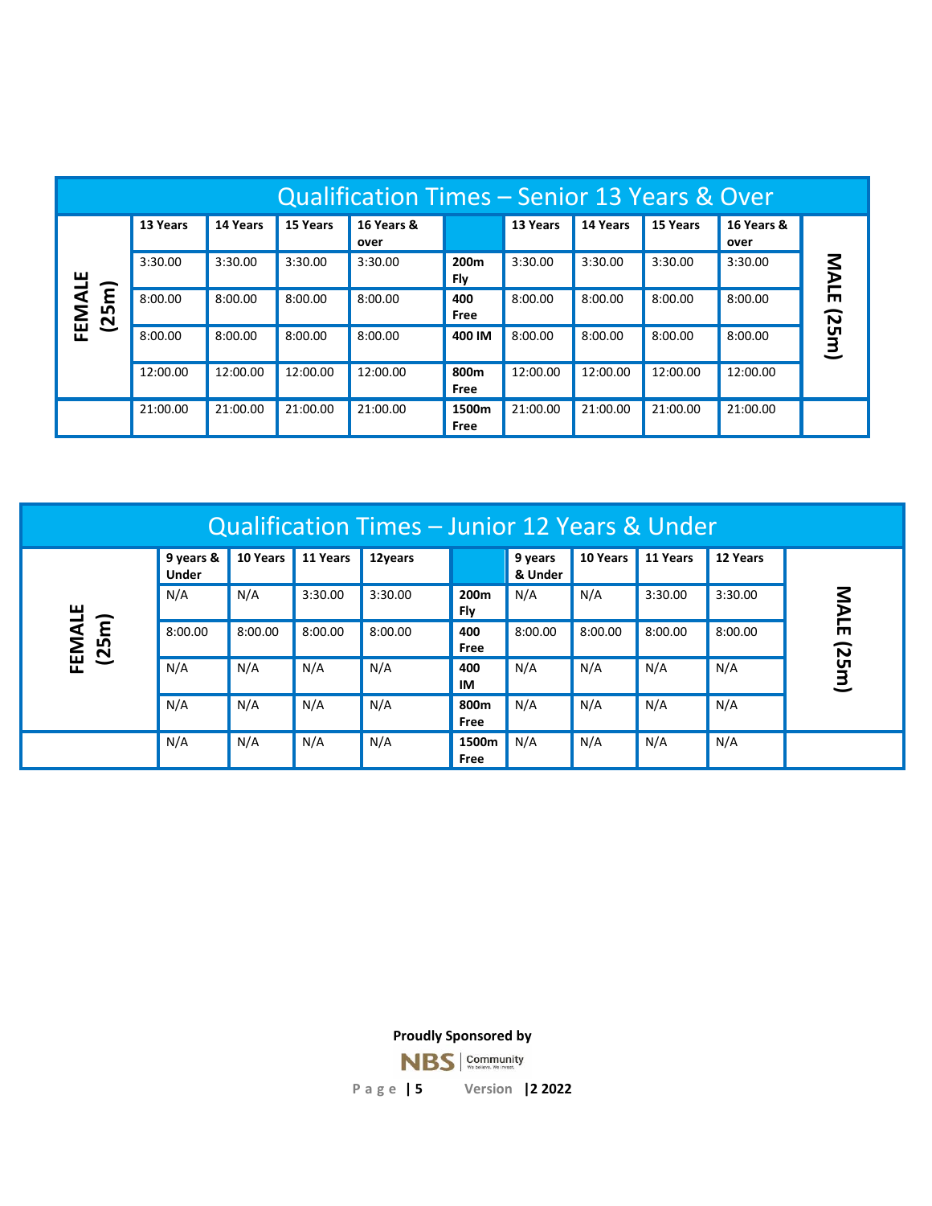## Qualification Times – Senior 13 Years & Over

| FEMALE (25m) | 13 Years | 14 Years | 15 Years | 16 Years & over | | 13 Years | 14 Years | 15 Years | 16 Years & over | MALE (25m) |
|---|---|---|---|---|---|---|---|---|---|---|
| | 3:30.00 | 3:30.00 | 3:30.00 | 3:30.00 | 200m Fly | 3:30.00 | 3:30.00 | 3:30.00 | 3:30.00 | |
| | 8:00.00 | 8:00.00 | 8:00.00 | 8:00.00 | 400 Free | 8:00.00 | 8:00.00 | 8:00.00 | 8:00.00 | |
| | 8:00.00 | 8:00.00 | 8:00.00 | 8:00.00 | 400 IM | 8:00.00 | 8:00.00 | 8:00.00 | 8:00.00 | |
| | 12:00.00 | 12:00.00 | 12:00.00 | 12:00.00 | 800m Free | 12:00.00 | 12:00.00 | 12:00.00 | 12:00.00 | |
| | 21:00.00 | 21:00.00 | 21:00.00 | 21:00.00 | 1500m Free | 21:00.00 | 21:00.00 | 21:00.00 | 21:00.00 | |

## Qualification Times – Junior 12 Years & Under

| FEMALE (25m) | 9 years & Under | 10 Years | 11 Years | 12years | | 9 years & Under | 10 Years | 11 Years | 12 Years | MALE (25m) |
|---|---|---|---|---|---|---|---|---|---|---|
| | N/A | N/A | 3:30.00 | 3:30.00 | 200m Fly | N/A | N/A | 3:30.00 | 3:30.00 | |
| | 8:00.00 | 8:00.00 | 8:00.00 | 8:00.00 | 400 Free | 8:00.00 | 8:00.00 | 8:00.00 | 8:00.00 | |
| | N/A | N/A | N/A | N/A | 400 IM | N/A | N/A | N/A | N/A | |
| | N/A | N/A | N/A | N/A | 800m Free | N/A | N/A | N/A | N/A | |
| | N/A | N/A | N/A | N/A | 1500m Free | N/A | N/A | N/A | N/A | |

**Proudly Sponsored by**

NBS Community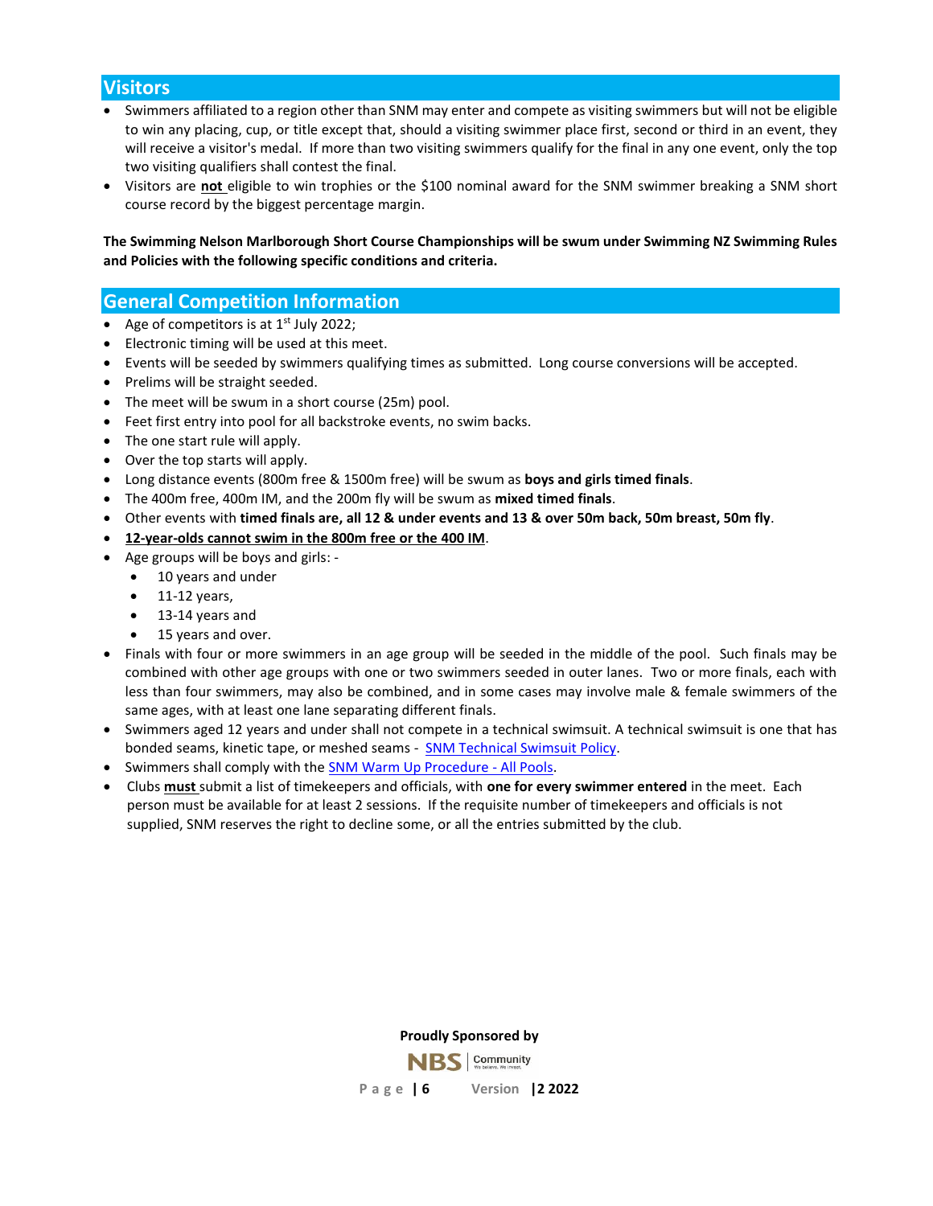## Visitors

- Swimmers affiliated to a region other than SNM may enter and compete as visiting swimmers but will not be eligible to win any placing, cup, or title except that, should a visiting swimmer place first, second or third in an event, they will receive a visitor's medal. If more than two visiting swimmers qualify for the final in any one event, only the top two visiting qualifiers shall contest the final.
- Visitors are **not** eligible to win trophies or the $100 nominal award for the SNM swimmer breaking a SNM short course record by the biggest percentage margin.

**The Swimming Nelson Marlborough Short Course Championships will be swum under Swimming NZ Swimming Rules and Policies with the following specific conditions and criteria.**

## General Competition Information

- Age of competitors is at 1st July 2022;
- Electronic timing will be used at this meet.
- Events will be seeded by swimmers qualifying times as submitted. Long course conversions will be accepted.
- Prelims will be straight seeded.
- The meet will be swum in a short course (25m) pool.
- Feet first entry into pool for all backstroke events, no swim backs.
- The one start rule will apply.
- Over the top starts will apply.
- Long distance events (800m free & 1500m free) will be swum as **boys and girls timed finals**.
- The 400m free, 400m IM, and the 200m fly will be swum as **mixed timed finals**.
- Other events with **timed finals are, all 12 & under events and 13 & over 50m back, 50m breast, 50m fly**.
- **12-year-olds cannot swim in the 800m free or the 400 IM**.
- Age groups will be boys and girls: -
  - 10 years and under
  - 11-12 years,
  - 13-14 years and
  - 15 years and over.
- Finals with four or more swimmers in an age group will be seeded in the middle of the pool. Such finals may be combined with other age groups with one or two swimmers seeded in outer lanes. Two or more finals, each with less than four swimmers, may also be combined, and in some cases may involve male & female swimmers of the same ages, with at least one lane separating different finals.
- Swimmers aged 12 years and under shall not compete in a technical swimsuit. A technical swimsuit is one that has bonded seams, kinetic tape, or meshed seams - SNM Technical Swimsuit Policy.
- Swimmers shall comply with the SNM Warm Up Procedure - All Pools.
- Clubs **must** submit a list of timekeepers and officials, with **one for every swimmer entered** in the meet. Each person must be available for at least 2 sessions. If the requisite number of timekeepers and officials is not supplied, SNM reserves the right to decline some, or all the entries submitted by the club.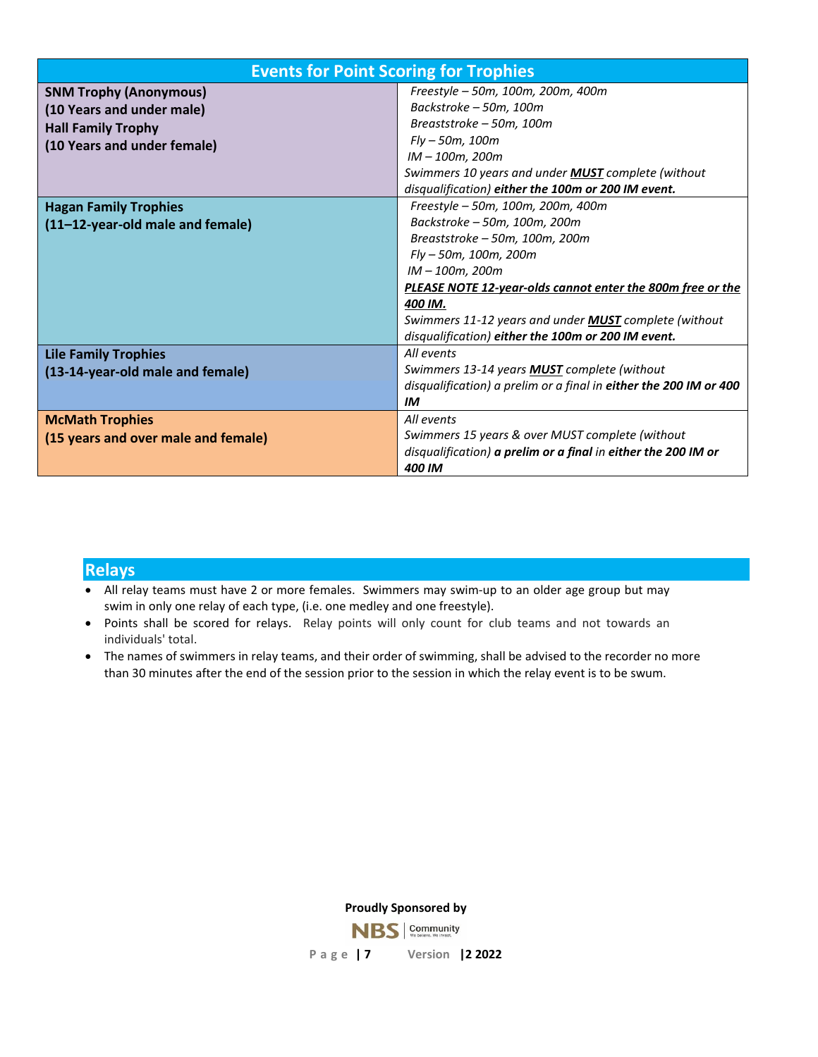| Events for Point Scoring for Trophies | |
|---|---|
| **SNM Trophy (Anonymous)**<br>**(10 Years and under male)**<br>**Hall Family Trophy**<br>**(10 Years and under female)** | *Freestyle – 50m, 100m, 200m, 400m*<br>*Backstroke – 50m, 100m*<br>*Breaststroke – 50m, 100m*<br>*Fly – 50m, 100m*<br>*IM – 100m, 200m*<br>*Swimmers 10 years and under* ***MUST*** *complete (without disqualification)* ***either the 100m or 200 IM event.*** |
| **Hagan Family Trophies**<br>**(11–12-year-old male and female)** | *Freestyle – 50m, 100m, 200m, 400m*<br>*Backstroke – 50m, 100m, 200m*<br>*Breaststroke – 50m, 100m, 200m*<br>*Fly – 50m, 100m, 200m*<br>*IM – 100m, 200m*<br>***PLEASE NOTE 12-year-olds cannot enter the 800m free or the 400 IM.***<br>*Swimmers 11-12 years and under* ***MUST*** *complete (without disqualification)* ***either the 100m or 200 IM event.*** |
| **Lile Family Trophies**<br>**(13-14-year-old male and female)** | *All events*<br>*Swimmers 13-14 years* ***MUST*** *complete (without disqualification) a prelim or a final in* ***either the 200 IM or 400 IM*** |
| **McMath Trophies**<br>**(15 years and over male and female)** | *All events*<br>*Swimmers 15 years & over MUST complete (without disqualification)* ***a prelim or a final*** *in* ***either the 200 IM or 400 IM*** |

## Relays

- All relay teams must have 2 or more females. Swimmers may swim-up to an older age group but may swim in only one relay of each type, (i.e. one medley and one freestyle).
- Points shall be scored for relays. Relay points will only count for club teams and not towards an individuals' total.
- The names of swimmers in relay teams, and their order of swimming, shall be advised to the recorder no more than 30 minutes after the end of the session prior to the session in which the relay event is to be swum.

**Proudly Sponsored by**

NBS Community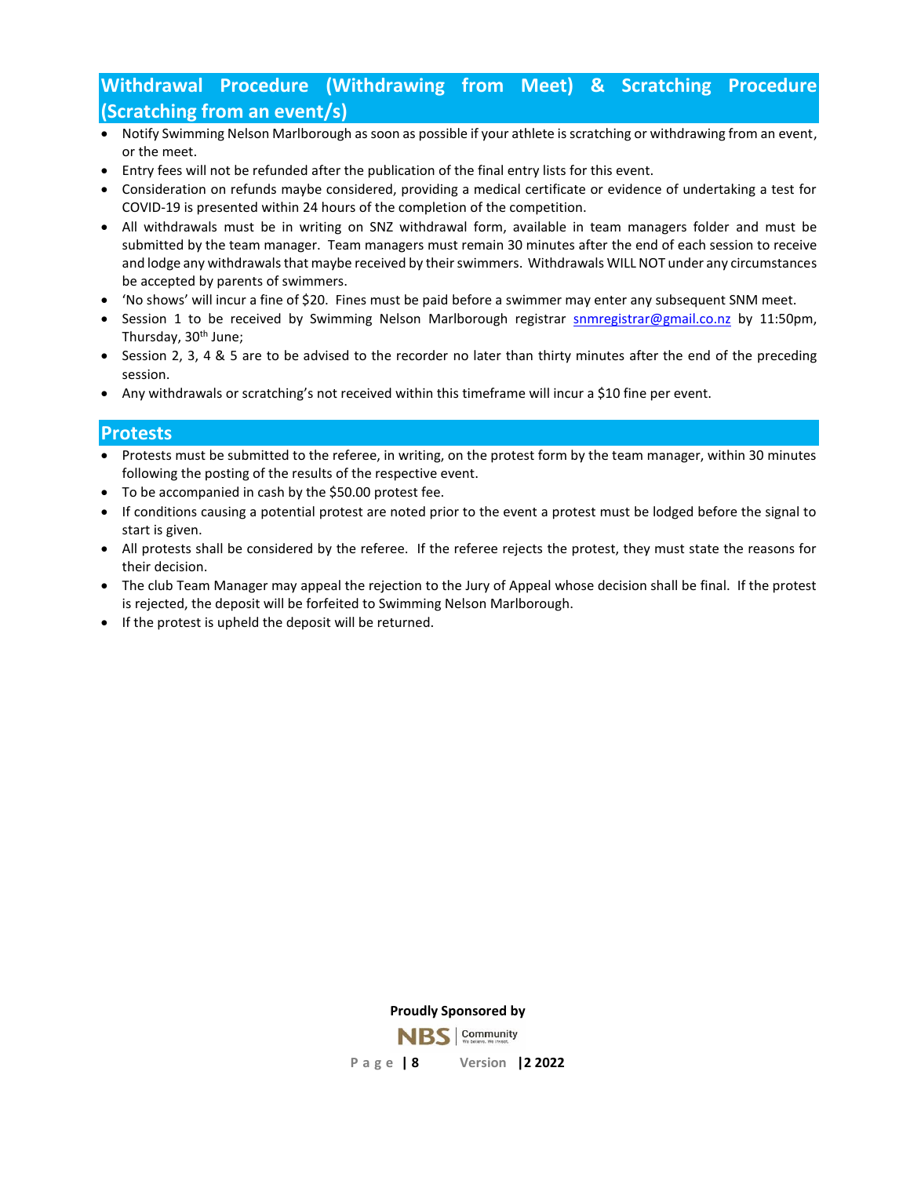## Withdrawal Procedure (Withdrawing from Meet) & Scratching Procedure (Scratching from an event/s)

- Notify Swimming Nelson Marlborough as soon as possible if your athlete is scratching or withdrawing from an event, or the meet.
- Entry fees will not be refunded after the publication of the final entry lists for this event.
- Consideration on refunds maybe considered, providing a medical certificate or evidence of undertaking a test for COVID-19 is presented within 24 hours of the completion of the competition.
- All withdrawals must be in writing on SNZ withdrawal form, available in team managers folder and must be submitted by the team manager. Team managers must remain 30 minutes after the end of each session to receive and lodge any withdrawals that maybe received by their swimmers. Withdrawals WILL NOT under any circumstances be accepted by parents of swimmers.
- 'No shows' will incur a fine of $20. Fines must be paid before a swimmer may enter any subsequent SNM meet.
- Session 1 to be received by Swimming Nelson Marlborough registrar snmregistrar@gmail.co.nz by 11:50pm, Thursday, 30th June;
- Session 2, 3, 4 & 5 are to be advised to the recorder no later than thirty minutes after the end of the preceding session.
- Any withdrawals or scratching's not received within this timeframe will incur a $10 fine per event.

## Protests

- Protests must be submitted to the referee, in writing, on the protest form by the team manager, within 30 minutes following the posting of the results of the respective event.
- To be accompanied in cash by the $50.00 protest fee.
- If conditions causing a potential protest are noted prior to the event a protest must be lodged before the signal to start is given.
- All protests shall be considered by the referee. If the referee rejects the protest, they must state the reasons for their decision.
- The club Team Manager may appeal the rejection to the Jury of Appeal whose decision shall be final. If the protest is rejected, the deposit will be forfeited to Swimming Nelson Marlborough.
- If the protest is upheld the deposit will be returned.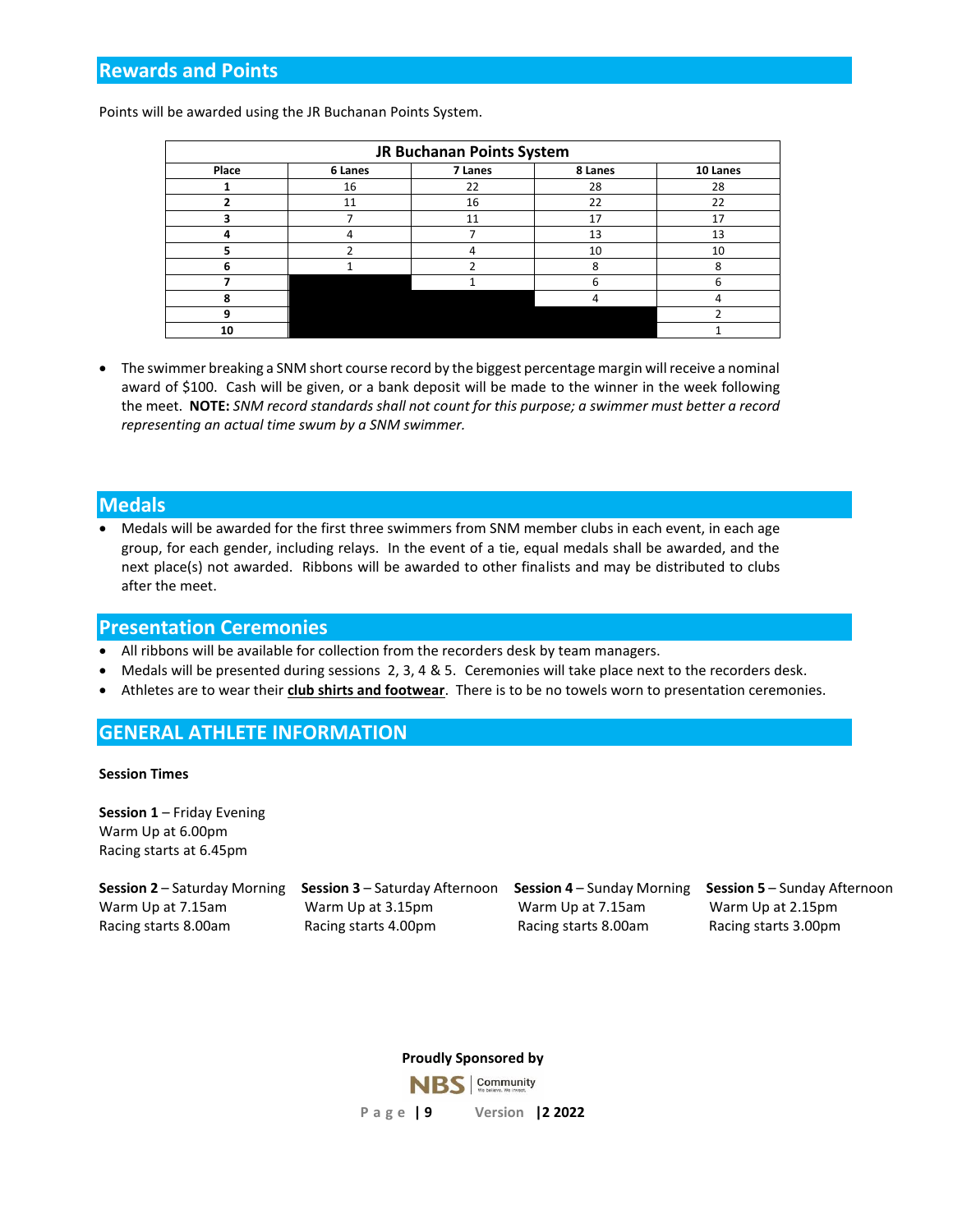## Rewards and Points

Points will be awarded using the JR Buchanan Points System.

| JR Buchanan Points System | | | | |
|---|---|---|---|---|
| **Place** | **6 Lanes** | **7 Lanes** | **8 Lanes** | **10 Lanes** |
| **1** | 16 | 22 | 28 | 28 |
| **2** | 11 | 16 | 22 | 22 |
| **3** | 7 | 11 | 17 | 17 |
| **4** | 4 | 7 | 13 | 13 |
| **5** | 2 | 4 | 10 | 10 |
| **6** | 1 | 2 | 8 | 8 |
| **7** | | 1 | 6 | 6 |
| **8** | | | 4 | 4 |
| **9** | | | | 2 |
| **10** | | | | 1 |

- The swimmer breaking a SNM short course record by the biggest percentage margin will receive a nominal award of $100. Cash will be given, or a bank deposit will be made to the winner in the week following the meet. **NOTE:** *SNM record standards shall not count for this purpose; a swimmer must better a record representing an actual time swum by a SNM swimmer.*

## Medals

- Medals will be awarded for the first three swimmers from SNM member clubs in each event, in each age group, for each gender, including relays. In the event of a tie, equal medals shall be awarded, and the next place(s) not awarded. Ribbons will be awarded to other finalists and may be distributed to clubs after the meet.

## Presentation Ceremonies

- All ribbons will be available for collection from the recorders desk by team managers.
- Medals will be presented during sessions 2, 3, 4 & 5. Ceremonies will take place next to the recorders desk.
- Athletes are to wear their **club shirts and footwear**. There is to be no towels worn to presentation ceremonies.

## GENERAL ATHLETE INFORMATION

**Session Times**

**Session 1** – Friday Evening
Warm Up at 6.00pm
Racing starts at 6.45pm

**Session 2** – Saturday Morning
Warm Up at 7.15am
Racing starts 8.00am

**Session 3** – Saturday Afternoon
Warm Up at 3.15pm
Racing starts 4.00pm

**Session 4** – Sunday Morning
Warm Up at 7.15am
Racing starts 8.00am

**Session 5** – Sunday Afternoon
Warm Up at 2.15pm
Racing starts 3.00pm

**Proudly Sponsored by**

NBS Community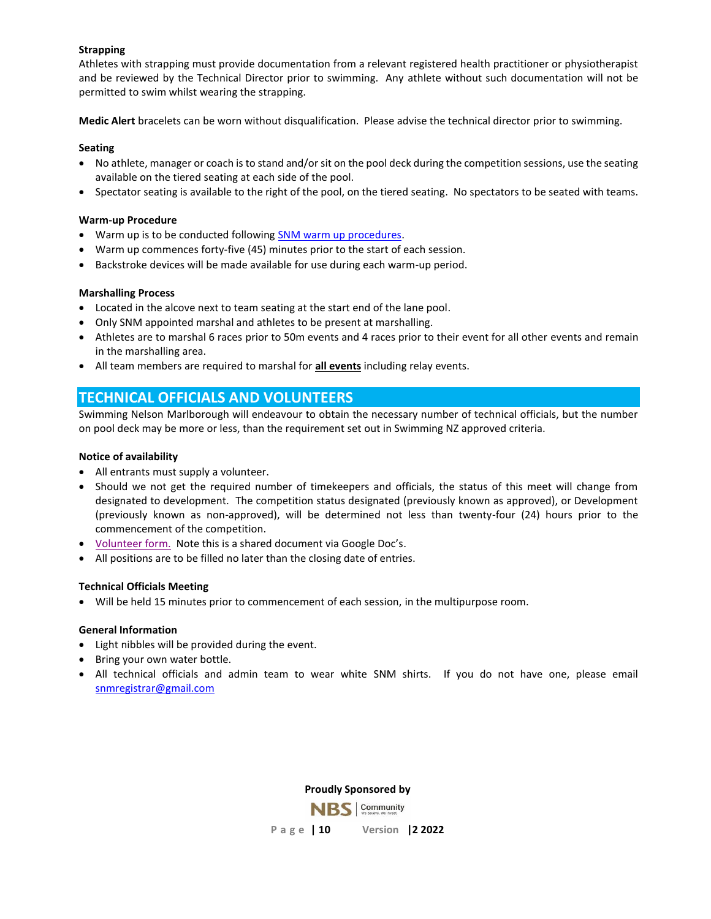**Strapping**

Athletes with strapping must provide documentation from a relevant registered health practitioner or physiotherapist and be reviewed by the Technical Director prior to swimming. Any athlete without such documentation will not be permitted to swim whilst wearing the strapping.

**Medic Alert** bracelets can be worn without disqualification. Please advise the technical director prior to swimming.

**Seating**

- No athlete, manager or coach is to stand and/or sit on the pool deck during the competition sessions, use the seating available on the tiered seating at each side of the pool.
- Spectator seating is available to the right of the pool, on the tiered seating. No spectators to be seated with teams.

**Warm-up Procedure**

- Warm up is to be conducted following [SNM warm up procedures](#).
- Warm up commences forty-five (45) minutes prior to the start of each session.
- Backstroke devices will be made available for use during each warm-up period.

**Marshalling Process**

- Located in the alcove next to team seating at the start end of the lane pool.
- Only SNM appointed marshal and athletes to be present at marshalling.
- Athletes are to marshal 6 races prior to 50m events and 4 races prior to their event for all other events and remain in the marshalling area.
- All team members are required to marshal for **all events** including relay events.

## TECHNICAL OFFICIALS AND VOLUNTEERS

Swimming Nelson Marlborough will endeavour to obtain the necessary number of technical officials, but the number on pool deck may be more or less, than the requirement set out in Swimming NZ approved criteria.

**Notice of availability**

- All entrants must supply a volunteer.
- Should we not get the required number of timekeepers and officials, the status of this meet will change from designated to development. The competition status designated (previously known as approved), or Development (previously known as non-approved), will be determined not less than twenty-four (24) hours prior to the commencement of the competition.
- [Volunteer form.](#) Note this is a shared document via Google Doc's.
- All positions are to be filled no later than the closing date of entries.

**Technical Officials Meeting**

- Will be held 15 minutes prior to commencement of each session, in the multipurpose room.

**General Information**

- Light nibbles will be provided during the event.
- Bring your own water bottle.
- All technical officials and admin team to wear white SNM shirts. If you do not have one, please email snmregistrar@gmail.com

**Proudly Sponsored by**

NBS | Community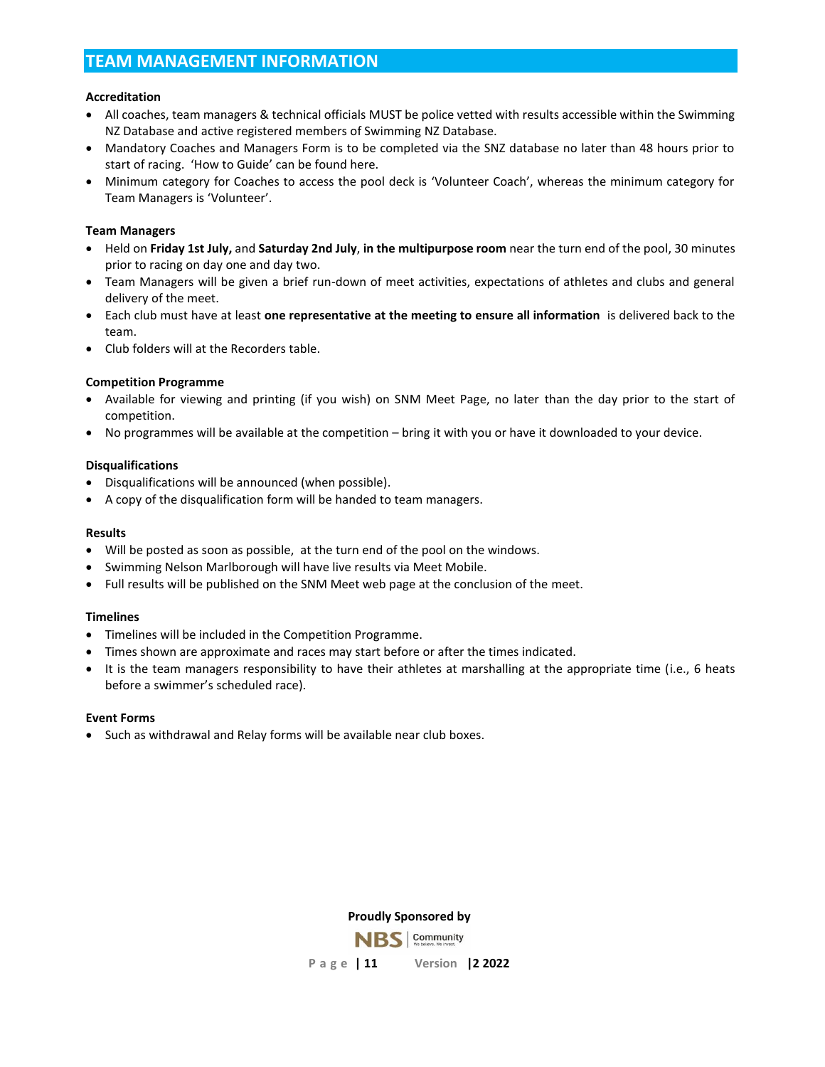# TEAM MANAGEMENT INFORMATION

**Accreditation**

- All coaches, team managers & technical officials MUST be police vetted with results accessible within the Swimming NZ Database and active registered members of Swimming NZ Database.
- Mandatory Coaches and Managers Form is to be completed via the SNZ database no later than 48 hours prior to start of racing. 'How to Guide' can be found here.
- Minimum category for Coaches to access the pool deck is 'Volunteer Coach', whereas the minimum category for Team Managers is 'Volunteer'.

**Team Managers**

- Held on **Friday 1st July,** and **Saturday 2nd July**, **in the multipurpose room** near the turn end of the pool, 30 minutes prior to racing on day one and day two.
- Team Managers will be given a brief run-down of meet activities, expectations of athletes and clubs and general delivery of the meet.
- Each club must have at least **one representative at the meeting to ensure all information** is delivered back to the team.
- Club folders will at the Recorders table.

**Competition Programme**

- Available for viewing and printing (if you wish) on SNM Meet Page, no later than the day prior to the start of competition.
- No programmes will be available at the competition – bring it with you or have it downloaded to your device.

**Disqualifications**

- Disqualifications will be announced (when possible).
- A copy of the disqualification form will be handed to team managers.

**Results**

- Will be posted as soon as possible, at the turn end of the pool on the windows.
- Swimming Nelson Marlborough will have live results via Meet Mobile.
- Full results will be published on the SNM Meet web page at the conclusion of the meet.

**Timelines**

- Timelines will be included in the Competition Programme.
- Times shown are approximate and races may start before or after the times indicated.
- It is the team managers responsibility to have their athletes at marshalling at the appropriate time (i.e., 6 heats before a swimmer's scheduled race).

**Event Forms**

- Such as withdrawal and Relay forms will be available near club boxes.

**Proudly Sponsored by**

NBS | Community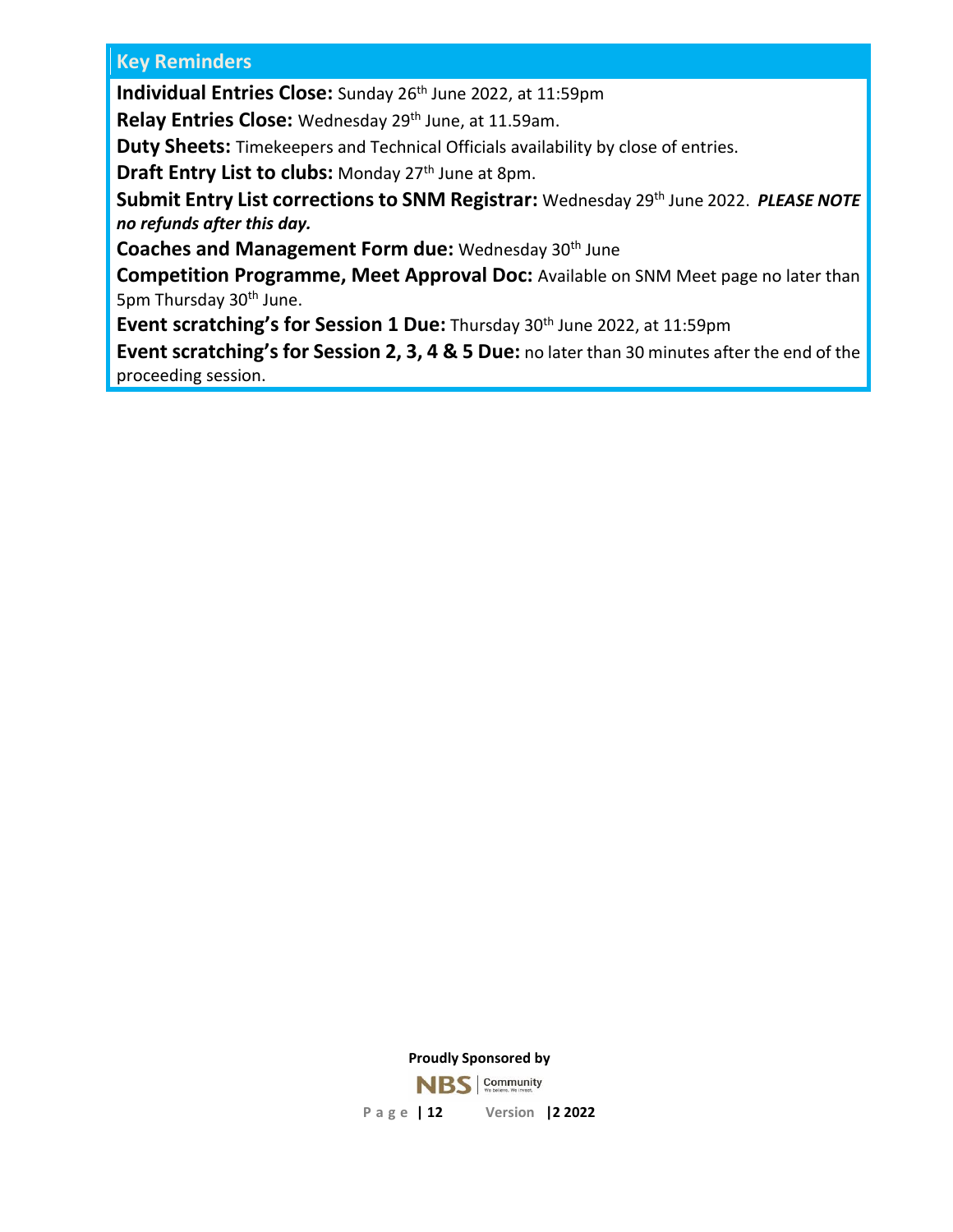## Key Reminders

**Individual Entries Close:** Sunday 26th June 2022, at 11:59pm

**Relay Entries Close:** Wednesday 29th June, at 11.59am.

**Duty Sheets:** Timekeepers and Technical Officials availability by close of entries.

**Draft Entry List to clubs:** Monday 27th June at 8pm.

**Submit Entry List corrections to SNM Registrar:** Wednesday 29th June 2022. ***PLEASE NOTE no refunds after this day.***

**Coaches and Management Form due:** Wednesday 30th June

**Competition Programme, Meet Approval Doc:** Available on SNM Meet page no later than 5pm Thursday 30th June.

**Event scratching's for Session 1 Due:** Thursday 30th June 2022, at 11:59pm

**Event scratching's for Session 2, 3, 4 & 5 Due:** no later than 30 minutes after the end of the proceeding session.